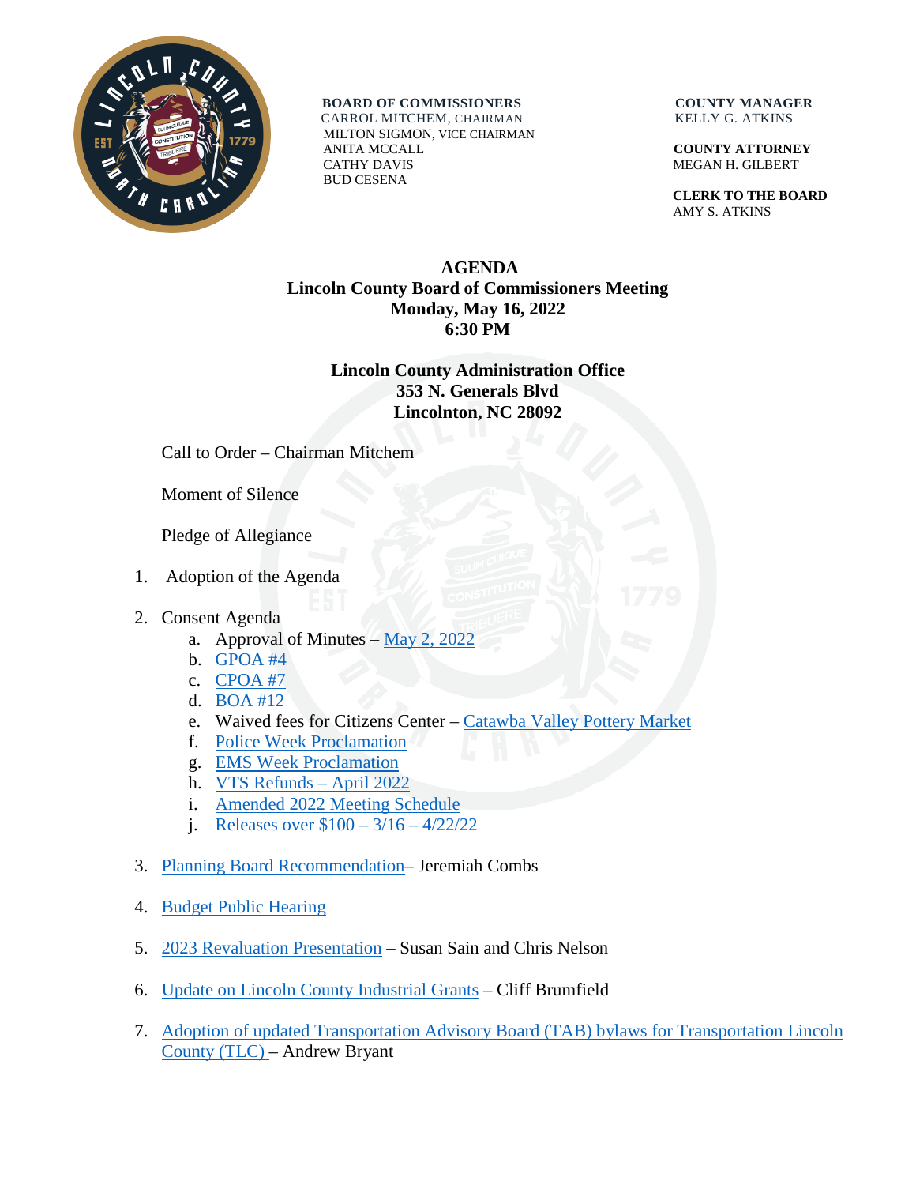**BOARD OF COMMISSIONERS**
CARROL MITCHEM, CHAIRMAN
MILTON SIGMON, VICE CHAIRMAN
ANITA MCCALL
CATHY DAVIS
BUD CESENA

**COUNTY MANAGER**
KELLY G. ATKINS

**COUNTY ATTORNEY**
MEGAN H. GILBERT

**CLERK TO THE BOARD**
AMY S. ATKINS

# AGENDA
## Lincoln County Board of Commissioners Meeting
## Monday, May 16, 2022
## 6:30 PM

**Lincoln County Administration Office**
**353 N. Generals Blvd**
**Lincolnton, NC 28092**

Call to Order – Chairman Mitchem

Moment of Silence

Pledge of Allegiance

1. Adoption of the Agenda

2. Consent Agenda
   a. Approval of Minutes – May 2, 2022
   b. GPOA #4
   c. CPOA #7
   d. BOA #12
   e. Waived fees for Citizens Center – Catawba Valley Pottery Market
   f. Police Week Proclamation
   g. EMS Week Proclamation
   h. VTS Refunds – April 2022
   i. Amended 2022 Meeting Schedule
   j. Releases over $100 – 3/16 – 4/22/22

3. Planning Board Recommendation– Jeremiah Combs

4. Budget Public Hearing

5. 2023 Revaluation Presentation – Susan Sain and Chris Nelson

6. Update on Lincoln County Industrial Grants – Cliff Brumfield

7. Adoption of updated Transportation Advisory Board (TAB) bylaws for Transportation Lincoln County (TLC) – Andrew Bryant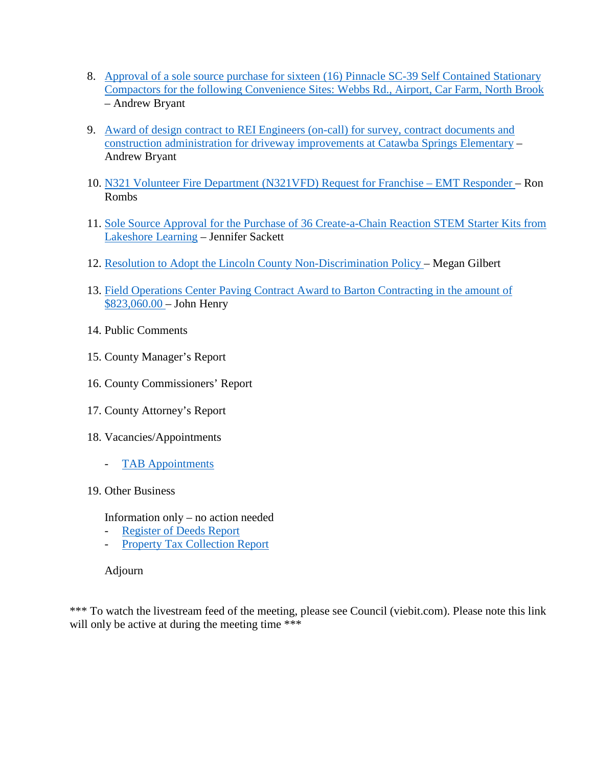8. Approval of a sole source purchase for sixteen (16) Pinnacle SC-39 Self Contained Stationary Compactors for the following Convenience Sites: Webbs Rd., Airport, Car Farm, North Brook – Andrew Bryant

9. Award of design contract to REI Engineers (on-call) for survey, contract documents and construction administration for driveway improvements at Catawba Springs Elementary – Andrew Bryant

10. N321 Volunteer Fire Department (N321VFD) Request for Franchise – EMT Responder – Ron Rombs

11. Sole Source Approval for the Purchase of 36 Create-a-Chain Reaction STEM Starter Kits from Lakeshore Learning – Jennifer Sackett

12. Resolution to Adopt the Lincoln County Non-Discrimination Policy – Megan Gilbert

13. Field Operations Center Paving Contract Award to Barton Contracting in the amount of $823,060.00 – John Henry

14. Public Comments

15. County Manager's Report

16. County Commissioners' Report

17. County Attorney's Report

18. Vacancies/Appointments

    - TAB Appointments

19. Other Business

    Information only – no action needed
    - Register of Deeds Report
    - Property Tax Collection Report

    Adjourn

*** To watch the livestream feed of the meeting, please see Council (viebit.com). Please note this link will only be active at during the meeting time ***